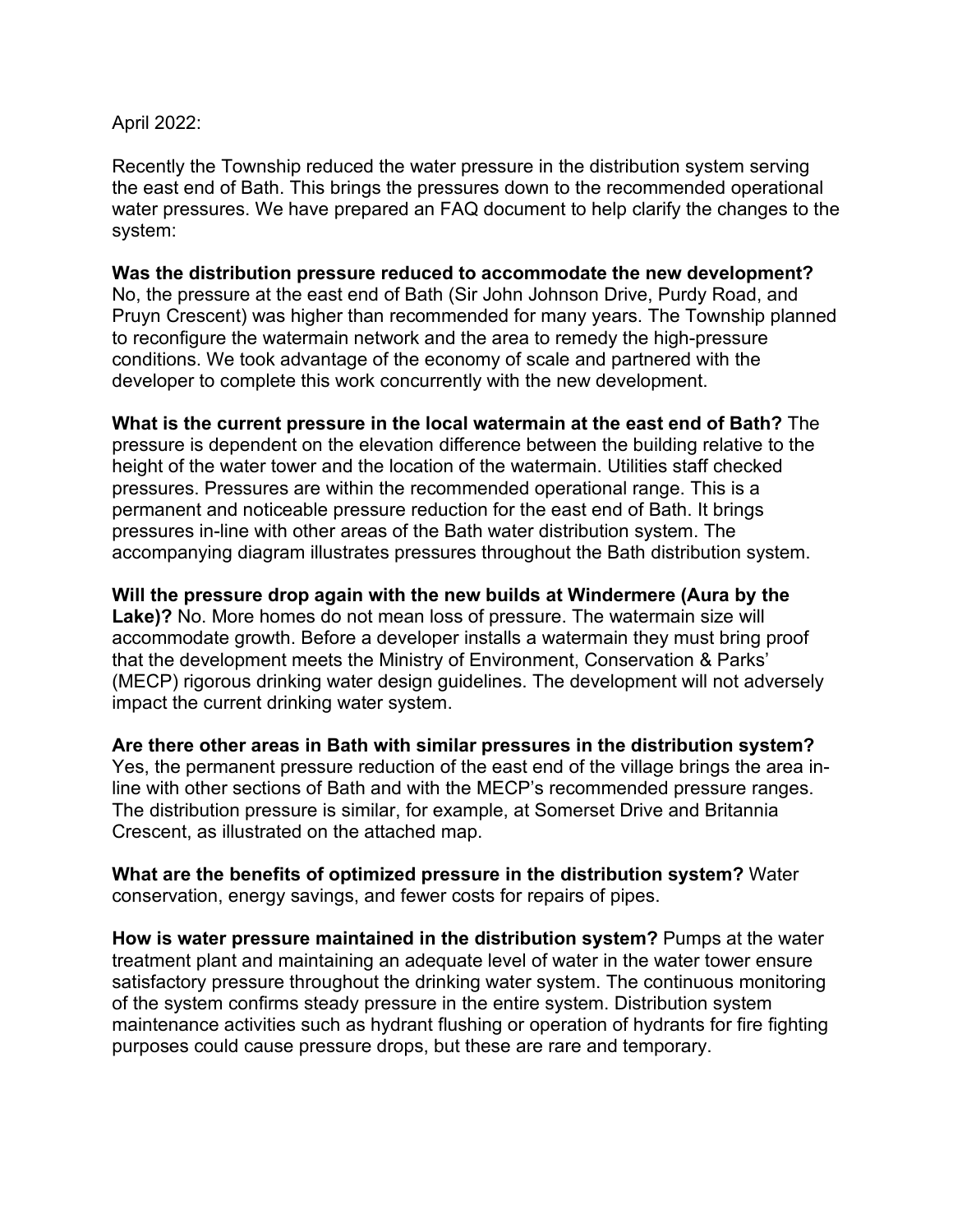April 2022:

Recently the Township reduced the water pressure in the distribution system serving the east end of Bath. This brings the pressures down to the recommended operational water pressures. We have prepared an FAQ document to help clarify the changes to the system:

**Was the distribution pressure reduced to accommodate the new development?** No, the pressure at the east end of Bath (Sir John Johnson Drive, Purdy Road, and Pruyn Crescent) was higher than recommended for many years. The Township planned to reconfigure the watermain network and the area to remedy the high-pressure conditions. We took advantage of the economy of scale and partnered with the developer to complete this work concurrently with the new development.

**What is the current pressure in the local watermain at the east end of Bath?** The pressure is dependent on the elevation difference between the building relative to the height of the water tower and the location of the watermain. Utilities staff checked pressures. Pressures are within the recommended operational range. This is a permanent and noticeable pressure reduction for the east end of Bath. It brings pressures in-line with other areas of the Bath water distribution system. The accompanying diagram illustrates pressures throughout the Bath distribution system.

**Will the pressure drop again with the new builds at Windermere (Aura by the Lake)?** No. More homes do not mean loss of pressure. The watermain size will accommodate growth. Before a developer installs a watermain they must bring proof that the development meets the Ministry of Environment, Conservation & Parks' (MECP) rigorous drinking water design guidelines. The development will not adversely impact the current drinking water system.

**Are there other areas in Bath with similar pressures in the distribution system?** Yes, the permanent pressure reduction of the east end of the village brings the area in-line with other sections of Bath and with the MECP's recommended pressure ranges. The distribution pressure is similar, for example, at Somerset Drive and Britannia Crescent, as illustrated on the attached map.

**What are the benefits of optimized pressure in the distribution system?** Water conservation, energy savings, and fewer costs for repairs of pipes.

**How is water pressure maintained in the distribution system?** Pumps at the water treatment plant and maintaining an adequate level of water in the water tower ensure satisfactory pressure throughout the drinking water system. The continuous monitoring of the system confirms steady pressure in the entire system. Distribution system maintenance activities such as hydrant flushing or operation of hydrants for fire fighting purposes could cause pressure drops, but these are rare and temporary.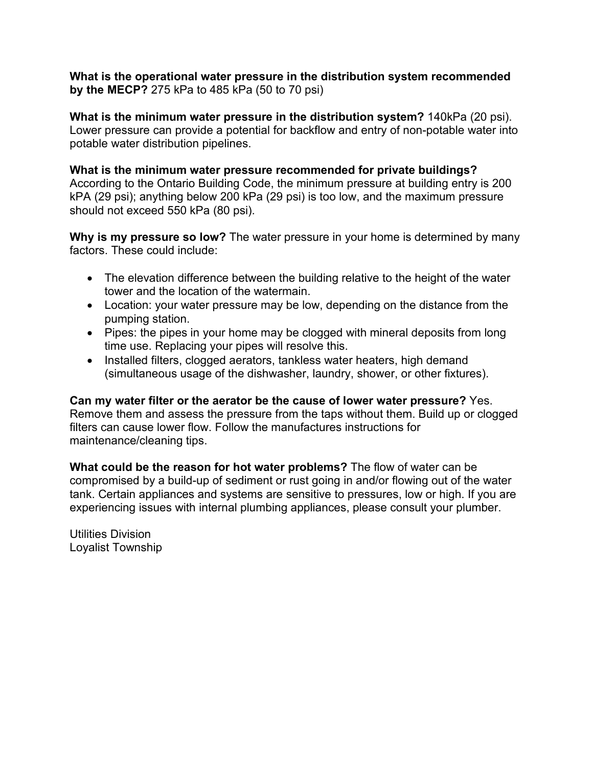**What is the operational water pressure in the distribution system recommended by the MECP?** 275 kPa to 485 kPa (50 to 70 psi)

**What is the minimum water pressure in the distribution system?** 140kPa (20 psi). Lower pressure can provide a potential for backflow and entry of non-potable water into potable water distribution pipelines.

**What is the minimum water pressure recommended for private buildings?** According to the Ontario Building Code, the minimum pressure at building entry is 200 kPA (29 psi); anything below 200 kPa (29 psi) is too low, and the maximum pressure should not exceed 550 kPa (80 psi).

**Why is my pressure so low?** The water pressure in your home is determined by many factors. These could include:

- The elevation difference between the building relative to the height of the water tower and the location of the watermain.
- Location: your water pressure may be low, depending on the distance from the pumping station.
- Pipes: the pipes in your home may be clogged with mineral deposits from long time use. Replacing your pipes will resolve this.
- Installed filters, clogged aerators, tankless water heaters, high demand (simultaneous usage of the dishwasher, laundry, shower, or other fixtures).

**Can my water filter or the aerator be the cause of lower water pressure?** Yes. Remove them and assess the pressure from the taps without them. Build up or clogged filters can cause lower flow. Follow the manufactures instructions for maintenance/cleaning tips.

**What could be the reason for hot water problems?** The flow of water can be compromised by a build-up of sediment or rust going in and/or flowing out of the water tank. Certain appliances and systems are sensitive to pressures, low or high. If you are experiencing issues with internal plumbing appliances, please consult your plumber.

Utilities Division
Loyalist Township